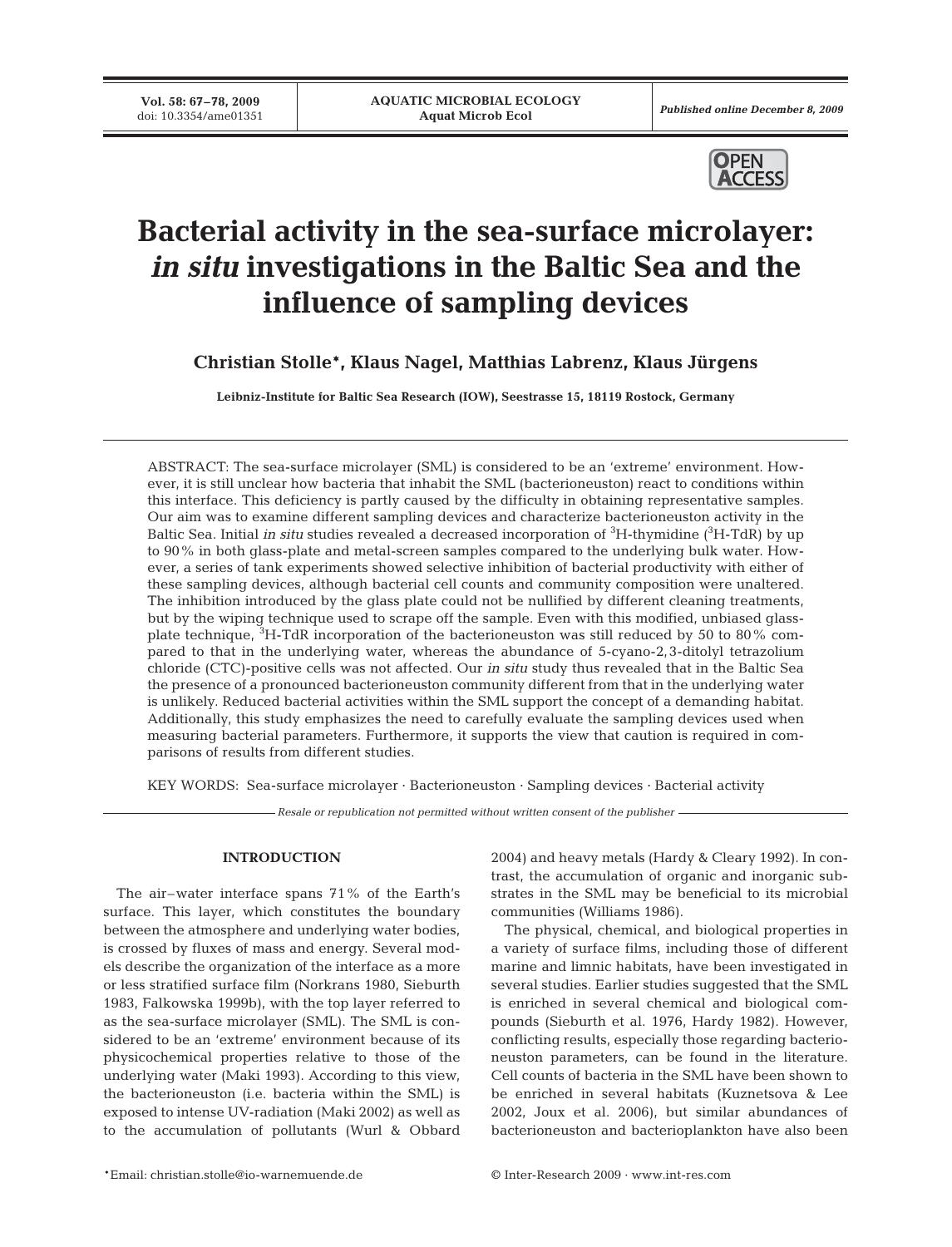# Bacterial activity in the sea-surface microlayer: *in situ* investigations in the Baltic Sea and the influence of sampling devices

**Christian Stolle\*, Klaus Nagel, Matthias Labrenz, Klaus Jürgens**

**Leibniz-Institute for Baltic Sea Research (IOW), Seestrasse 15, 18119 Rostock, Germany**

ABSTRACT: The sea-surface microlayer (SML) is considered to be an 'extreme' environment. However, it is still unclear how bacteria that inhabit the SML (bacterioneuston) react to conditions within this interface. This deficiency is partly caused by the difficulty in obtaining representative samples. Our aim was to examine different sampling devices and characterize bacterioneuston activity in the Baltic Sea. Initial *in situ* studies revealed a decreased incorporation of $^{3}$H-thymidine ($^{3}$H-TdR) by up to 90% in both glass-plate and metal-screen samples compared to the underlying bulk water. However, a series of tank experiments showed selective inhibition of bacterial productivity with either of these sampling devices, although bacterial cell counts and community composition were unaltered. The inhibition introduced by the glass plate could not be nullified by different cleaning treatments, but by the wiping technique used to scrape off the sample. Even with this modified, unbiased glass-plate technique, $^{3}$H-TdR incorporation of the bacterioneuston was still reduced by 50 to 80% compared to that in the underlying water, whereas the abundance of 5-cyano-2,3-ditolyl tetrazolium chloride (CTC)-positive cells was not affected. Our *in situ* study thus revealed that in the Baltic Sea the presence of a pronounced bacterioneuston community different from that in the underlying water is unlikely. Reduced bacterial activities within the SML support the concept of a demanding habitat. Additionally, this study emphasizes the need to carefully evaluate the sampling devices used when measuring bacterial parameters. Furthermore, it supports the view that caution is required in comparisons of results from different studies.

KEY WORDS: Sea-surface microlayer · Bacterioneuston · Sampling devices · Bacterial activity

*Resale or republication not permitted without written consent of the publisher*

## INTRODUCTION

The air–water interface spans 71% of the Earth's surface. This layer, which constitutes the boundary between the atmosphere and underlying water bodies, is crossed by fluxes of mass and energy. Several models describe the organization of the interface as a more or less stratified surface film (Norkrans 1980, Sieburth 1983, Falkowska 1999b), with the top layer referred to as the sea-surface microlayer (SML). The SML is considered to be an 'extreme' environment because of its physicochemical properties relative to those of the underlying water (Maki 1993). According to this view, the bacterioneuston (i.e. bacteria within the SML) is exposed to intense UV-radiation (Maki 2002) as well as to the accumulation of pollutants (Wurl & Obbard 2004) and heavy metals (Hardy & Cleary 1992). In contrast, the accumulation of organic and inorganic substrates in the SML may be beneficial to its microbial communities (Williams 1986).

The physical, chemical, and biological properties in a variety of surface films, including those of different marine and limnic habitats, have been investigated in several studies. Earlier studies suggested that the SML is enriched in several chemical and biological compounds (Sieburth et al. 1976, Hardy 1982). However, conflicting results, especially those regarding bacterioneuston parameters, can be found in the literature. Cell counts of bacteria in the SML have been shown to be enriched in several habitats (Kuznetsova & Lee 2002, Joux et al. 2006), but similar abundances of bacterioneuston and bacterioplankton have also been

\*Email: christian.stolle@io-warnemuende.de

© Inter-Research 2009 · www.int-res.com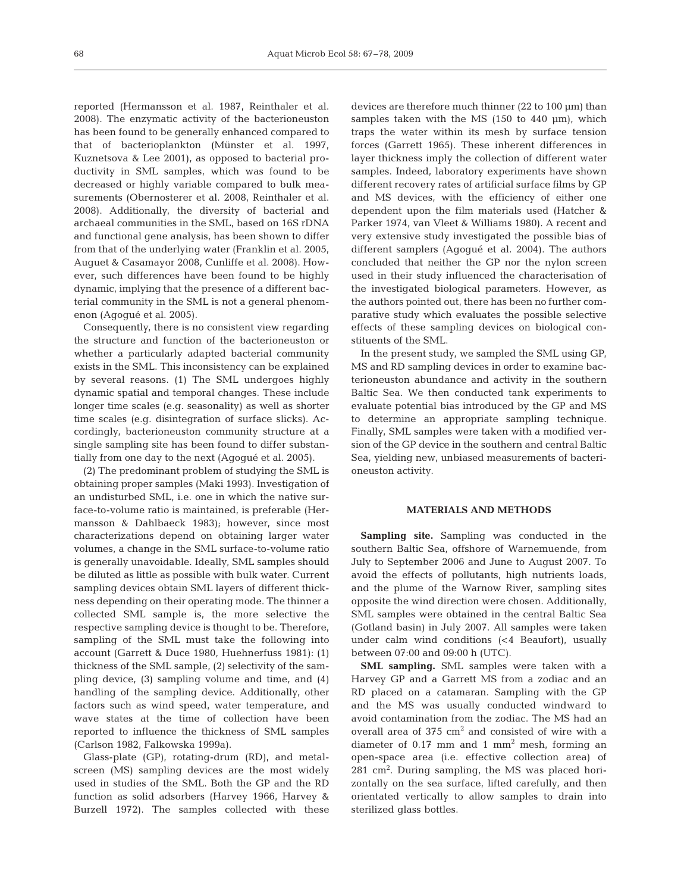reported (Hermansson et al. 1987, Reinthaler et al. 2008). The enzymatic activity of the bacterioneuston has been found to be generally enhanced compared to that of bacterioplankton (Münster et al. 1997, Kuznetsova & Lee 2001), as opposed to bacterial productivity in SML samples, which was found to be decreased or highly variable compared to bulk measurements (Obernosterer et al. 2008, Reinthaler et al. 2008). Additionally, the diversity of bacterial and archaeal communities in the SML, based on 16S rDNA and functional gene analysis, has been shown to differ from that of the underlying water (Franklin et al. 2005, Auguet & Casamayor 2008, Cunliffe et al. 2008). However, such differences have been found to be highly dynamic, implying that the presence of a different bacterial community in the SML is not a general phenomenon (Agogué et al. 2005).

Consequently, there is no consistent view regarding the structure and function of the bacterioneuston or whether a particularly adapted bacterial community exists in the SML. This inconsistency can be explained by several reasons. (1) The SML undergoes highly dynamic spatial and temporal changes. These include longer time scales (e.g. seasonality) as well as shorter time scales (e.g. disintegration of surface slicks). Accordingly, bacterioneuston community structure at a single sampling site has been found to differ substantially from one day to the next (Agogué et al. 2005).

(2) The predominant problem of studying the SML is obtaining proper samples (Maki 1993). Investigation of an undisturbed SML, i.e. one in which the native surface-to-volume ratio is maintained, is preferable (Hermansson & Dahlbaeck 1983); however, since most characterizations depend on obtaining larger water volumes, a change in the SML surface-to-volume ratio is generally unavoidable. Ideally, SML samples should be diluted as little as possible with bulk water. Current sampling devices obtain SML layers of different thickness depending on their operating mode. The thinner a collected SML sample is, the more selective the respective sampling device is thought to be. Therefore, sampling of the SML must take the following into account (Garrett & Duce 1980, Huehnerfuss 1981): (1) thickness of the SML sample, (2) selectivity of the sampling device, (3) sampling volume and time, and (4) handling of the sampling device. Additionally, other factors such as wind speed, water temperature, and wave states at the time of collection have been reported to influence the thickness of SML samples (Carlson 1982, Falkowska 1999a).

Glass-plate (GP), rotating-drum (RD), and metal-screen (MS) sampling devices are the most widely used in studies of the SML. Both the GP and the RD function as solid adsorbers (Harvey 1966, Harvey & Burzell 1972). The samples collected with these devices are therefore much thinner (22 to 100 µm) than samples taken with the MS (150 to 440 µm), which traps the water within its mesh by surface tension forces (Garrett 1965). These inherent differences in layer thickness imply the collection of different water samples. Indeed, laboratory experiments have shown different recovery rates of artificial surface films by GP and MS devices, with the efficiency of either one dependent upon the film materials used (Hatcher & Parker 1974, van Vleet & Williams 1980). A recent and very extensive study investigated the possible bias of different samplers (Agogué et al. 2004). The authors concluded that neither the GP nor the nylon screen used in their study influenced the characterisation of the investigated biological parameters. However, as the authors pointed out, there has been no further comparative study which evaluates the possible selective effects of these sampling devices on biological constituents of the SML.

In the present study, we sampled the SML using GP, MS and RD sampling devices in order to examine bacterioneuston abundance and activity in the southern Baltic Sea. We then conducted tank experiments to evaluate potential bias introduced by the GP and MS to determine an appropriate sampling technique. Finally, SML samples were taken with a modified version of the GP device in the southern and central Baltic Sea, yielding new, unbiased measurements of bacterioneuston activity.

## MATERIALS AND METHODS

**Sampling site.** Sampling was conducted in the southern Baltic Sea, offshore of Warnemuende, from July to September 2006 and June to August 2007. To avoid the effects of pollutants, high nutrients loads, and the plume of the Warnow River, sampling sites opposite the wind direction were chosen. Additionally, SML samples were obtained in the central Baltic Sea (Gotland basin) in July 2007. All samples were taken under calm wind conditions (<4 Beaufort), usually between 07:00 and 09:00 h (UTC).

**SML sampling.** SML samples were taken with a Harvey GP and a Garrett MS from a zodiac and an RD placed on a catamaran. Sampling with the GP and the MS was usually conducted windward to avoid contamination from the zodiac. The MS had an overall area of 375 $cm^2$ and consisted of wire with a diameter of 0.17 mm and 1 $mm^2$ mesh, forming an open-space area (i.e. effective collection area) of 281 $cm^2$. During sampling, the MS was placed horizontally on the sea surface, lifted carefully, and then orientated vertically to allow samples to drain into sterilized glass bottles.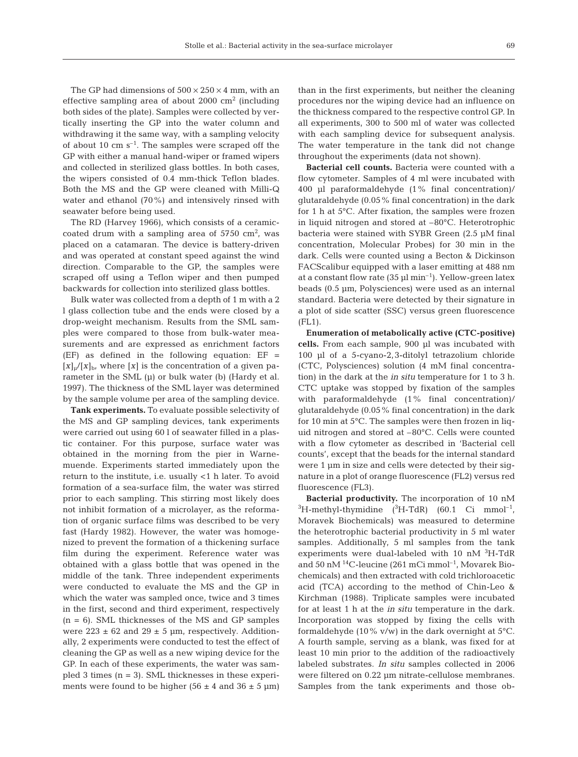The GP had dimensions of 500 × 250 × 4 mm, with an effective sampling area of about 2000 $cm^2$ (including both sides of the plate). Samples were collected by vertically inserting the GP into the water column and withdrawing it the same way, with a sampling velocity of about 10 cm $s^{-1}$. The samples were scraped off the GP with either a manual hand-wiper or framed wipers and collected in sterilized glass bottles. In both cases, the wipers consisted of 0.4 mm-thick Teflon blades. Both the MS and the GP were cleaned with Milli-Q water and ethanol (70%) and intensively rinsed with seawater before being used.

The RD (Harvey 1966), which consists of a ceramic-coated drum with a sampling area of 5750 $cm^2$, was placed on a catamaran. The device is battery-driven and was operated at constant speed against the wind direction. Comparable to the GP, the samples were scraped off using a Teflon wiper and then pumped backwards for collection into sterilized glass bottles.

Bulk water was collected from a depth of 1 m with a 2 l glass collection tube and the ends were closed by a drop-weight mechanism. Results from the SML samples were compared to those from bulk-water measurements and are expressed as enrichment factors (EF) as defined in the following equation: $EF = [x]_\mu/[x]_b$, where $[x]$ is the concentration of a given parameter in the SML (μ) or bulk water (b) (Hardy et al. 1997). The thickness of the SML layer was determined by the sample volume per area of the sampling device.

**Tank experiments.** To evaluate possible selectivity of the MS and GP sampling devices, tank experiments were carried out using 60 l of seawater filled in a plastic container. For this purpose, surface water was obtained in the morning from the pier in Warnemuende. Experiments started immediately upon the return to the institute, i.e. usually <1 h later. To avoid formation of a sea-surface film, the water was stirred prior to each sampling. This stirring most likely does not inhibit formation of a microlayer, as the reformation of organic surface films was described to be very fast (Hardy 1982). However, the water was homogenized to prevent the formation of a thickening surface film during the experiment. Reference water was obtained with a glass bottle that was opened in the middle of the tank. Three independent experiments were conducted to evaluate the MS and the GP in which the water was sampled once, twice and 3 times in the first, second and third experiment, respectively (n = 6). SML thicknesses of the MS and GP samples were 223 ± 62 and 29 ± 5 μm, respectively. Additionally, 2 experiments were conducted to test the effect of cleaning the GP as well as a new wiping device for the GP. In each of these experiments, the water was sampled 3 times (n = 3). SML thicknesses in these experiments were found to be higher (56 ± 4 and 36 ± 5 μm) than in the first experiments, but neither the cleaning procedures nor the wiping device had an influence on the thickness compared to the respective control GP. In all experiments, 300 to 500 ml of water was collected with each sampling device for subsequent analysis. The water temperature in the tank did not change throughout the experiments (data not shown).

**Bacterial cell counts.** Bacteria were counted with a flow cytometer. Samples of 4 ml were incubated with 400 μl paraformaldehyde (1% final concentration)/glutaraldehyde (0.05% final concentration) in the dark for 1 h at 5°C. After fixation, the samples were frozen in liquid nitrogen and stored at –80°C. Heterotrophic bacteria were stained with SYBR Green (2.5 μM final concentration, Molecular Probes) for 30 min in the dark. Cells were counted using a Becton & Dickinson FACScalibur equipped with a laser emitting at 488 nm at a constant flow rate (35 μl $min^{-1}$). Yellow-green latex beads (0.5 μm, Polysciences) were used as an internal standard. Bacteria were detected by their signature in a plot of side scatter (SSC) versus green fluorescence (FL1).

**Enumeration of metabolically active (CTC-positive) cells.** From each sample, 900 μl was incubated with 100 μl of a 5-cyano-2,3-ditolyl tetrazolium chloride (CTC, Polysciences) solution (4 mM final concentration) in the dark at the *in situ* temperature for 1 to 3 h. CTC uptake was stopped by fixation of the samples with paraformaldehyde (1% final concentration)/glutaraldehyde (0.05% final concentration) in the dark for 10 min at 5°C. The samples were then frozen in liquid nitrogen and stored at –80°C. Cells were counted with a flow cytometer as described in 'Bacterial cell counts', except that the beads for the internal standard were 1 μm in size and cells were detected by their signature in a plot of orange fluorescence (FL2) versus red fluorescence (FL3).

**Bacterial productivity.** The incorporation of 10 nM $^{3}$H-methyl-thymidine ($^{3}$H-TdR) (60.1 Ci $mmol^{-1}$, Moravek Biochemicals) was measured to determine the heterotrophic bacterial productivity in 5 ml water samples. Additionally, 5 ml samples from the tank experiments were dual-labeled with 10 nM $^{3}$H-TdR and 50 nM $^{14}$C-leucine (261 mCi $mmol^{-1}$, Movarek Biochemicals) and then extracted with cold trichloroacetic acid (TCA) according to the method of Chin-Leo & Kirchman (1988). Triplicate samples were incubated for at least 1 h at the *in situ* temperature in the dark. Incorporation was stopped by fixing the cells with formaldehyde (10% v/w) in the dark overnight at 5°C. A fourth sample, serving as a blank, was fixed for at least 10 min prior to the addition of the radioactively labeled substrates. *In situ* samples collected in 2006 were filtered on 0.22 μm nitrate-cellulose membranes. Samples from the tank experiments and those ob-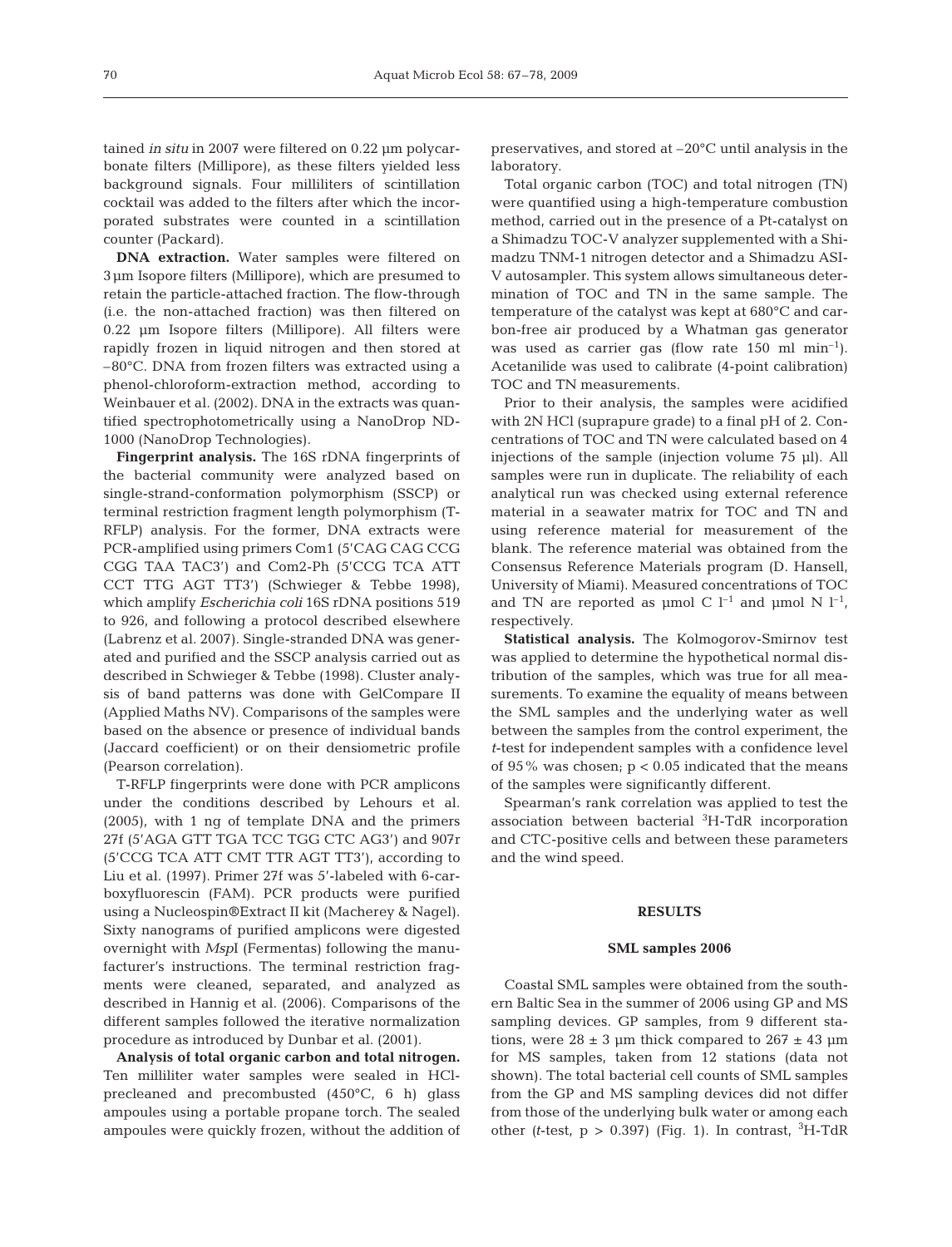tained *in situ* in 2007 were filtered on 0.22 µm polycarbonate filters (Millipore), as these filters yielded less background signals. Four milliliters of scintillation cocktail was added to the filters after which the incorporated substrates were counted in a scintillation counter (Packard).

**DNA extraction.** Water samples were filtered on 3 µm Isopore filters (Millipore), which are presumed to retain the particle-attached fraction. The flow-through (i.e. the non-attached fraction) was then filtered on 0.22 µm Isopore filters (Millipore). All filters were rapidly frozen in liquid nitrogen and then stored at –80°C. DNA from frozen filters was extracted using a phenol-chloroform-extraction method, according to Weinbauer et al. (2002). DNA in the extracts was quantified spectrophotometrically using a NanoDrop ND-1000 (NanoDrop Technologies).

**Fingerprint analysis.** The 16S rDNA fingerprints of the bacterial community were analyzed based on single-strand-conformation polymorphism (SSCP) or terminal restriction fragment length polymorphism (T-RFLP) analysis. For the former, DNA extracts were PCR-amplified using primers Com1 (5′CAG CAG CCG CGG TAA TAC3′) and Com2-Ph (5′CCG TCA ATT CCT TTG AGT TT3′) (Schwieger & Tebbe 1998), which amplify *Escherichia coli* 16S rDNA positions 519 to 926, and following a protocol described elsewhere (Labrenz et al. 2007). Single-stranded DNA was generated and purified and the SSCP analysis carried out as described in Schwieger & Tebbe (1998). Cluster analysis of band patterns was done with GelCompare II (Applied Maths NV). Comparisons of the samples were based on the absence or presence of individual bands (Jaccard coefficient) or on their densiometric profile (Pearson correlation).

T-RFLP fingerprints were done with PCR amplicons under the conditions described by Lehours et al. (2005), with 1 ng of template DNA and the primers 27f (5′AGA GTT TGA TCC TGG CTC AG3′) and 907r (5′CCG TCA ATT CMT TTR AGT TT3′), according to Liu et al. (1997). Primer 27f was 5′-labeled with 6-carboxyfluorescin (FAM). PCR products were purified using a Nucleospin®Extract II kit (Macherey & Nagel). Sixty nanograms of purified amplicons were digested overnight with *Msp*I (Fermentas) following the manufacturer's instructions. The terminal restriction fragments were cleaned, separated, and analyzed as described in Hannig et al. (2006). Comparisons of the different samples followed the iterative normalization procedure as introduced by Dunbar et al. (2001).

**Analysis of total organic carbon and total nitrogen.** Ten milliliter water samples were sealed in HCl-precleaned and precombusted (450°C, 6 h) glass ampoules using a portable propane torch. The sealed ampoules were quickly frozen, without the addition of preservatives, and stored at –20°C until analysis in the laboratory.

Total organic carbon (TOC) and total nitrogen (TN) were quantified using a high-temperature combustion method, carried out in the presence of a Pt-catalyst on a Shimadzu TOC-V analyzer supplemented with a Shimadzu TNM-1 nitrogen detector and a Shimadzu ASI-V autosampler. This system allows simultaneous determination of TOC and TN in the same sample. The temperature of the catalyst was kept at 680°C and carbon-free air produced by a Whatman gas generator was used as carrier gas (flow rate 150 ml $min^{-1}$). Acetanilide was used to calibrate (4-point calibration) TOC and TN measurements.

Prior to their analysis, the samples were acidified with 2N HCl (suprapure grade) to a final pH of 2. Concentrations of TOC and TN were calculated based on 4 injections of the sample (injection volume 75 µl). All samples were run in duplicate. The reliability of each analytical run was checked using external reference material in a seawater matrix for TOC and TN and using reference material for measurement of the blank. The reference material was obtained from the Consensus Reference Materials program (D. Hansell, University of Miami). Measured concentrations of TOC and TN are reported as µmol C $l^{-1}$ and µmol N $l^{-1}$, respectively.

**Statistical analysis.** The Kolmogorov-Smirnov test was applied to determine the hypothetical normal distribution of the samples, which was true for all measurements. To examine the equality of means between the SML samples and the underlying water as well between the samples from the control experiment, the *t*-test for independent samples with a confidence level of 95% was chosen; $p < 0.05$ indicated that the means of the samples were significantly different.

Spearman's rank correlation was applied to test the association between bacterial $^{3}$H-TdR incorporation and CTC-positive cells and between these parameters and the wind speed.

## RESULTS

### SML samples 2006

Coastal SML samples were obtained from the southern Baltic Sea in the summer of 2006 using GP and MS sampling devices. GP samples, from 9 different stations, were 28 ± 3 µm thick compared to 267 ± 43 µm for MS samples, taken from 12 stations (data not shown). The total bacterial cell counts of SML samples from the GP and MS sampling devices did not differ from those of the underlying bulk water or among each other (*t*-test, $p > 0.397$) (Fig. 1). In contrast, $^{3}$H-TdR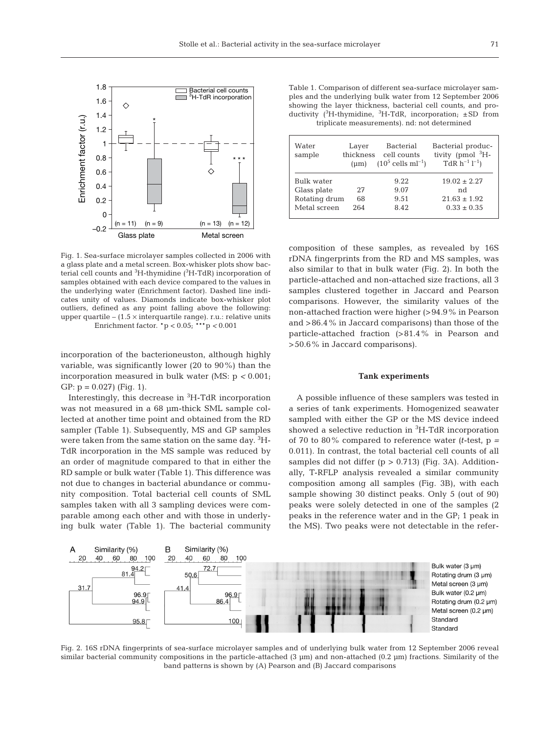Fig. 1. Sea-surface microlayer samples collected in 2006 with a glass plate and a metal screen. Box-whisker plots show bacterial cell counts and $^3$H-thymidine ($^3$H-TdR) incorporation of samples obtained with each device compared to the values in the underlying water (Enrichment factor). Dashed line indicates unity of values. Diamonds indicate box-whisker plot outliers, defined as any point falling above the following: upper quartile – (1.5 × interquartile range). r.u.: relative units Enrichment factor. *$p < 0.05$; ***$p < 0.001$

incorporation of the bacterioneuston, although highly variable, was significantly lower (20 to 90%) than the incorporation measured in bulk water (MS: $p < 0.001$; GP: $p = 0.027$) (Fig. 1).

Interestingly, this decrease in $^3$H-TdR incorporation was not measured in a 68 µm-thick SML sample collected at another time point and obtained from the RD sampler (Table 1). Subsequently, MS and GP samples were taken from the same station on the same day. $^3$H-TdR incorporation in the MS sample was reduced by an order of magnitude compared to that in either the RD sample or bulk water (Table 1). This difference was not due to changes in bacterial abundance or community composition. Total bacterial cell counts of SML samples taken with all 3 sampling devices were comparable among each other and with those in underlying bulk water (Table 1). The bacterial community composition of these samples, as revealed by 16S rDNA fingerprints from the RD and MS samples, was also similar to that in bulk water (Fig. 2). In both the particle-attached and non-attached size fractions, all 3 samples clustered together in Jaccard and Pearson comparisons. However, the similarity values of the non-attached fraction were higher (>94.9% in Pearson and >86.4% in Jaccard comparisons) than those of the particle-attached fraction (>81.4% in Pearson and >50.6% in Jaccard comparisons).

Table 1. Comparison of different sea-surface microlayer samples and the underlying bulk water from 12 September 2006 showing the layer thickness, bacterial cell counts, and productivity ($^3$H-thymidine, $^3$H-TdR, incorporation; ±SD from triplicate measurements). nd: not determined

| Water sample | Layer thickness (µm) | Bacterial cell counts ($10^5$ cells ml$^{-1}$) | Bacterial productivity (pmol $^3$H-TdR h$^{-1}$ l$^{-1}$) |
|---|---|---|---|
| Bulk water | | 9.22 | 19.02 ± 2.27 |
| Glass plate | 27 | 9.07 | nd |
| Rotating drum | 68 | 9.51 | 21.63 ± 1.92 |
| Metal screen | 264 | 8.42 | 0.33 ± 0.35 |

### Tank experiments

A possible influence of these samplers was tested in a series of tank experiments. Homogenized seawater sampled with either the GP or the MS device indeed showed a selective reduction in $^3$H-TdR incorporation of 70 to 80% compared to reference water (*t*-test, $p = 0.011$). In contrast, the total bacterial cell counts of all samples did not differ ($p > 0.713$) (Fig. 3A). Additionally, T-RFLP analysis revealed a similar community composition among all samples (Fig. 3B), with each sample showing 30 distinct peaks. Only 5 (out of 90) peaks were solely detected in one of the samples (2 peaks in the reference water and in the GP; 1 peak in the MS). Two peaks were not detectable in the refer-

Fig. 2. 16S rDNA fingerprints of sea-surface microlayer samples and of underlying bulk water from 12 September 2006 reveal similar bacterial community compositions in the particle-attached (3 µm) and non-attached (0.2 µm) fractions. Similarity of the band patterns is shown by (A) Pearson and (B) Jaccard comparisons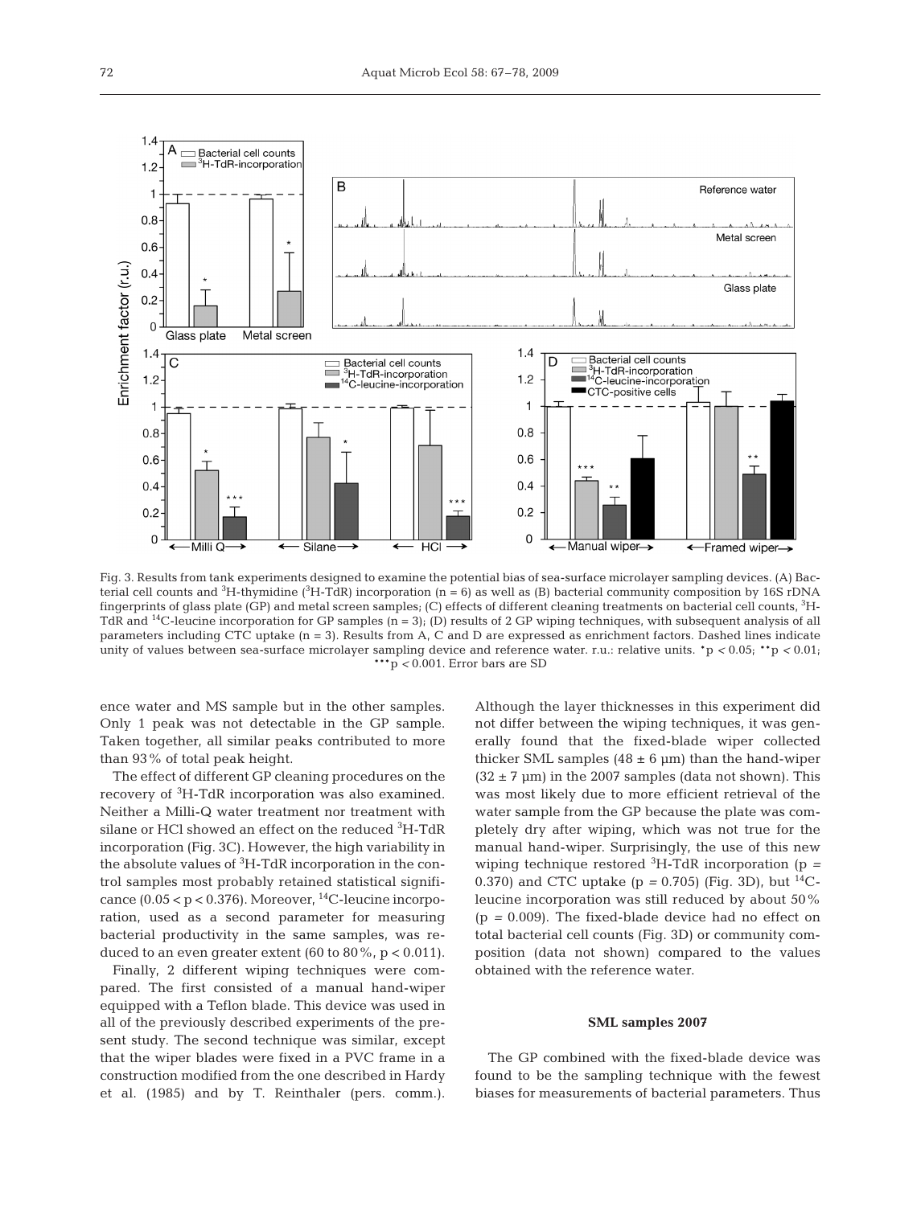Fig. 3. Results from tank experiments designed to examine the potential bias of sea-surface microlayer sampling devices. (A) Bacterial cell counts and $^{3}$H-thymidine ($^{3}$H-TdR) incorporation (n = 6) as well as (B) bacterial community composition by 16S rDNA fingerprints of glass plate (GP) and metal screen samples; (C) effects of different cleaning treatments on bacterial cell counts, $^{3}$H-TdR and $^{14}$C-leucine incorporation for GP samples (n = 3); (D) results of 2 GP wiping techniques, with subsequent analysis of all parameters including CTC uptake (n = 3). Results from A, C and D are expressed as enrichment factors. Dashed lines indicate unity of values between sea-surface microlayer sampling device and reference water. r.u.: relative units. *$p < 0.05$; **$p < 0.01$; ***$p < 0.001$. Error bars are SD

ence water and MS sample but in the other samples. Only 1 peak was not detectable in the GP sample. Taken together, all similar peaks contributed to more than 93% of total peak height.

The effect of different GP cleaning procedures on the recovery of $^{3}$H-TdR incorporation was also examined. Neither a Milli-Q water treatment nor treatment with silane or HCl showed an effect on the reduced $^{3}$H-TdR incorporation (Fig. 3C). However, the high variability in the absolute values of $^{3}$H-TdR incorporation in the control samples most probably retained statistical significance ($0.05 < p < 0.376$). Moreover, $^{14}$C-leucine incorporation, used as a second parameter for measuring bacterial productivity in the same samples, was reduced to an even greater extent (60 to 80%, $p < 0.011$).

Finally, 2 different wiping techniques were compared. The first consisted of a manual hand-wiper equipped with a Teflon blade. This device was used in all of the previously described experiments of the present study. The second technique was similar, except that the wiper blades were fixed in a PVC frame in a construction modified from the one described in Hardy et al. (1985) and by T. Reinthaler (pers. comm.). Although the layer thicknesses in this experiment did not differ between the wiping techniques, it was generally found that the fixed-blade wiper collected thicker SML samples (48 ± 6 µm) than the hand-wiper (32 ± 7 µm) in the 2007 samples (data not shown). This was most likely due to more efficient retrieval of the water sample from the GP because the plate was completely dry after wiping, which was not true for the manual hand-wiper. Surprisingly, the use of this new wiping technique restored $^{3}$H-TdR incorporation ($p = 0.370$) and CTC uptake ($p = 0.705$) (Fig. 3D), but $^{14}$C-leucine incorporation was still reduced by about 50% ($p = 0.009$). The fixed-blade device had no effect on total bacterial cell counts (Fig. 3D) or community composition (data not shown) compared to the values obtained with the reference water.

### SML samples 2007

The GP combined with the fixed-blade device was found to be the sampling technique with the fewest biases for measurements of bacterial parameters. Thus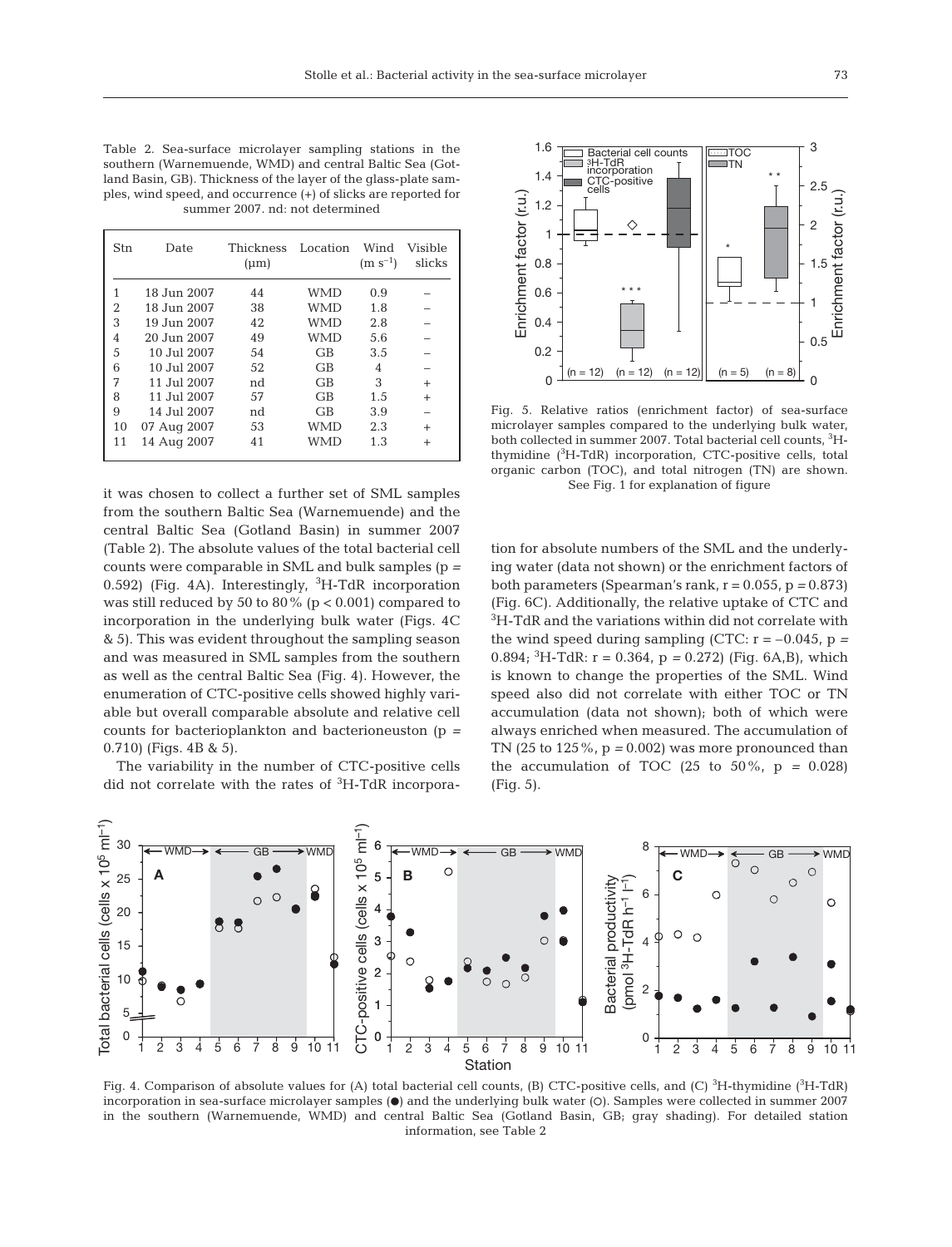Table 2. Sea-surface microlayer sampling stations in the southern (Warnemuende, WMD) and central Baltic Sea (Gotland Basin, GB). Thickness of the layer of the glass-plate samples, wind speed, and occurrence (+) of slicks are reported for summer 2007. nd: not determined

| Stn | Date | Thickness (µm) | Location | Wind ($m\ s^{-1}$) | Visible slicks |
|---|---|---|---|---|---|
| 1 | 18 Jun 2007 | 44 | WMD | 0.9 | – |
| 2 | 18 Jun 2007 | 38 | WMD | 1.8 | – |
| 3 | 19 Jun 2007 | 42 | WMD | 2.8 | – |
| 4 | 20 Jun 2007 | 49 | WMD | 5.6 | – |
| 5 | 10 Jul 2007 | 54 | GB | 3.5 | – |
| 6 | 10 Jul 2007 | 52 | GB | 4 | – |
| 7 | 11 Jul 2007 | nd | GB | 3 | + |
| 8 | 11 Jul 2007 | 57 | GB | 1.5 | + |
| 9 | 14 Jul 2007 | nd | GB | 3.9 | – |
| 10 | 07 Aug 2007 | 53 | WMD | 2.3 | + |
| 11 | 14 Aug 2007 | 41 | WMD | 1.3 | + |

it was chosen to collect a further set of SML samples from the southern Baltic Sea (Warnemuende) and the central Baltic Sea (Gotland Basin) in summer 2007 (Table 2). The absolute values of the total bacterial cell counts were comparable in SML and bulk samples ($p = 0.592$) (Fig. 4A). Interestingly, $^3$H-TdR incorporation was still reduced by 50 to 80% ($p < 0.001$) compared to incorporation in the underlying bulk water (Figs. 4C & 5). This was evident throughout the sampling season and was measured in SML samples from the southern as well as the central Baltic Sea (Fig. 4). However, the enumeration of CTC-positive cells showed highly variable but overall comparable absolute and relative cell counts for bacterioplankton and bacterioneuston ($p = 0.710$) (Figs. 4B & 5).

The variability in the number of CTC-positive cells did not correlate with the rates of $^3$H-TdR incorporation for absolute numbers of the SML and the underlying water (data not shown) or the enrichment factors of both parameters (Spearman's rank, $r = 0.055$, $p = 0.873$) (Fig. 6C). Additionally, the relative uptake of CTC and $^3$H-TdR and the variations within did not correlate with the wind speed during sampling (CTC: $r = -0.045$, $p = 0.894$; $^3$H-TdR: $r = 0.364$, $p = 0.272$) (Fig. 6A,B), which is known to change the properties of the SML. Wind speed also did not correlate with either TOC or TN accumulation (data not shown); both of which were always enriched when measured. The accumulation of TN (25 to 125%, $p = 0.002$) was more pronounced than the accumulation of TOC (25 to 50%, $p = 0.028$) (Fig. 5).

Fig. 5. Relative ratios (enrichment factor) of sea-surface microlayer samples compared to the underlying bulk water, both collected in summer 2007. Total bacterial cell counts, $^3$H-thymidine ($^3$H-TdR) incorporation, CTC-positive cells, total organic carbon (TOC), and total nitrogen (TN) are shown. See Fig. 1 for explanation of figure

Fig. 4. Comparison of absolute values for (A) total bacterial cell counts, (B) CTC-positive cells, and (C) $^3$H-thymidine ($^3$H-TdR) incorporation in sea-surface microlayer samples (●) and the underlying bulk water (○). Samples were collected in summer 2007 in the southern (Warnemuende, WMD) and central Baltic Sea (Gotland Basin, GB; gray shading). For detailed station information, see Table 2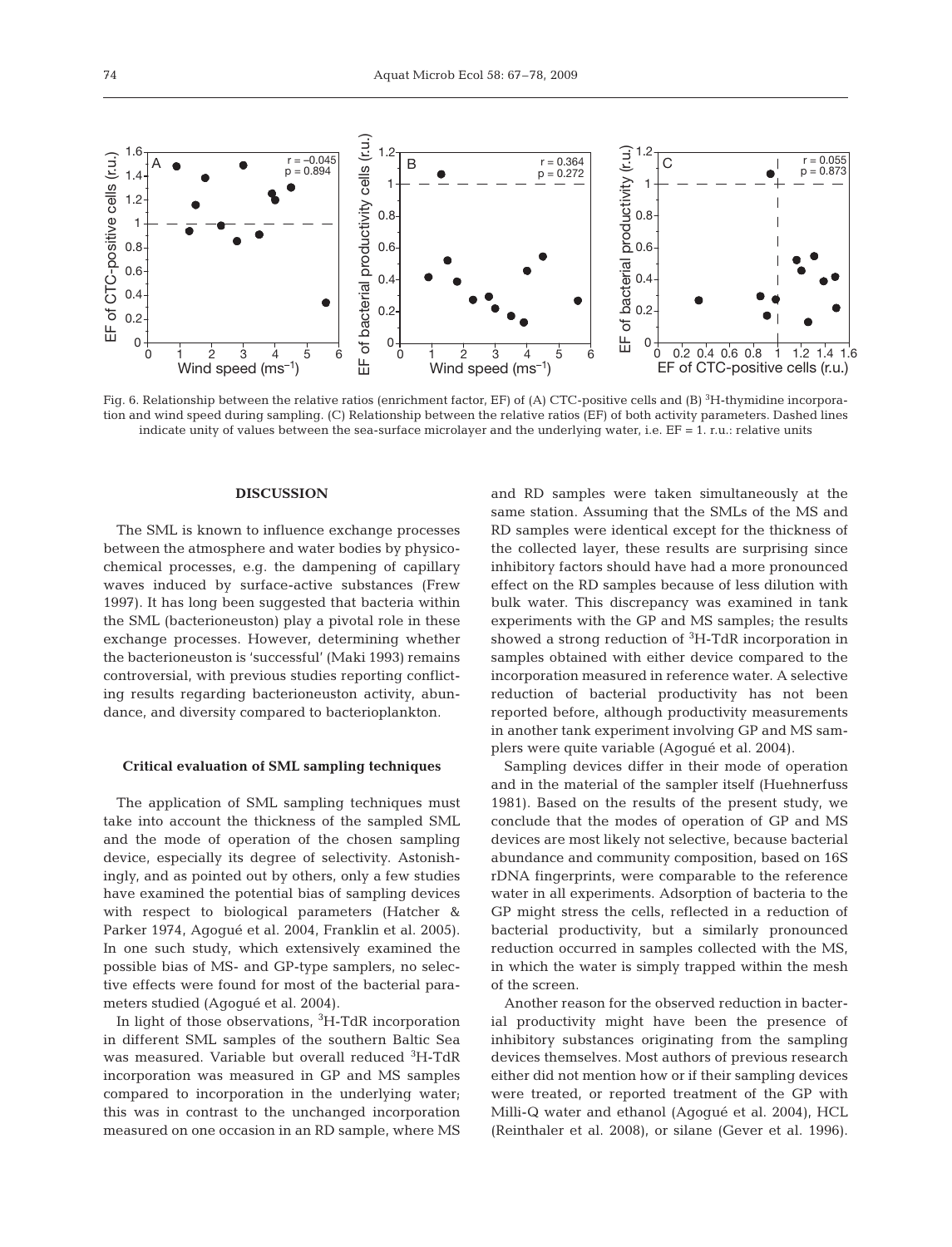Fig. 6. Relationship between the relative ratios (enrichment factor, EF) of (A) CTC-positive cells and (B) $^{3}$H-thymidine incorporation and wind speed during sampling. (C) Relationship between the relative ratios (EF) of both activity parameters. Dashed lines indicate unity of values between the sea-surface microlayer and the underlying water, i.e. EF = 1. r.u.: relative units

## DISCUSSION

The SML is known to influence exchange processes between the atmosphere and water bodies by physicochemical processes, e.g. the dampening of capillary waves induced by surface-active substances (Frew 1997). It has long been suggested that bacteria within the SML (bacterioneuston) play a pivotal role in these exchange processes. However, determining whether the bacterioneuston is 'successful' (Maki 1993) remains controversial, with previous studies reporting conflicting results regarding bacterioneuston activity, abundance, and diversity compared to bacterioplankton.

### Critical evaluation of SML sampling techniques

The application of SML sampling techniques must take into account the thickness of the sampled SML and the mode of operation of the chosen sampling device, especially its degree of selectivity. Astonishingly, and as pointed out by others, only a few studies have examined the potential bias of sampling devices with respect to biological parameters (Hatcher & Parker 1974, Agogué et al. 2004, Franklin et al. 2005). In one such study, which extensively examined the possible bias of MS- and GP-type samplers, no selective effects were found for most of the bacterial parameters studied (Agogué et al. 2004).

In light of those observations, $^{3}$H-TdR incorporation in different SML samples of the southern Baltic Sea was measured. Variable but overall reduced $^{3}$H-TdR incorporation was measured in GP and MS samples compared to incorporation in the underlying water; this was in contrast to the unchanged incorporation measured on one occasion in an RD sample, where MS and RD samples were taken simultaneously at the same station. Assuming that the SMLs of the MS and RD samples were identical except for the thickness of the collected layer, these results are surprising since inhibitory factors should have had a more pronounced effect on the RD samples because of less dilution with bulk water. This discrepancy was examined in tank experiments with the GP and MS samples; the results showed a strong reduction of $^{3}$H-TdR incorporation in samples obtained with either device compared to the incorporation measured in reference water. A selective reduction of bacterial productivity has not been reported before, although productivity measurements in another tank experiment involving GP and MS samplers were quite variable (Agogué et al. 2004).

Sampling devices differ in their mode of operation and in the material of the sampler itself (Huehnerfuss 1981). Based on the results of the present study, we conclude that the modes of operation of GP and MS devices are most likely not selective, because bacterial abundance and community composition, based on 16S rDNA fingerprints, were comparable to the reference water in all experiments. Adsorption of bacteria to the GP might stress the cells, reflected in a reduction of bacterial productivity, but a similarly pronounced reduction occurred in samples collected with the MS, in which the water is simply trapped within the mesh of the screen.

Another reason for the observed reduction in bacterial productivity might have been the presence of inhibitory substances originating from the sampling devices themselves. Most authors of previous research either did not mention how or if their sampling devices were treated, or reported treatment of the GP with Milli-Q water and ethanol (Agogué et al. 2004), HCL (Reinthaler et al. 2008), or silane (Gever et al. 1996).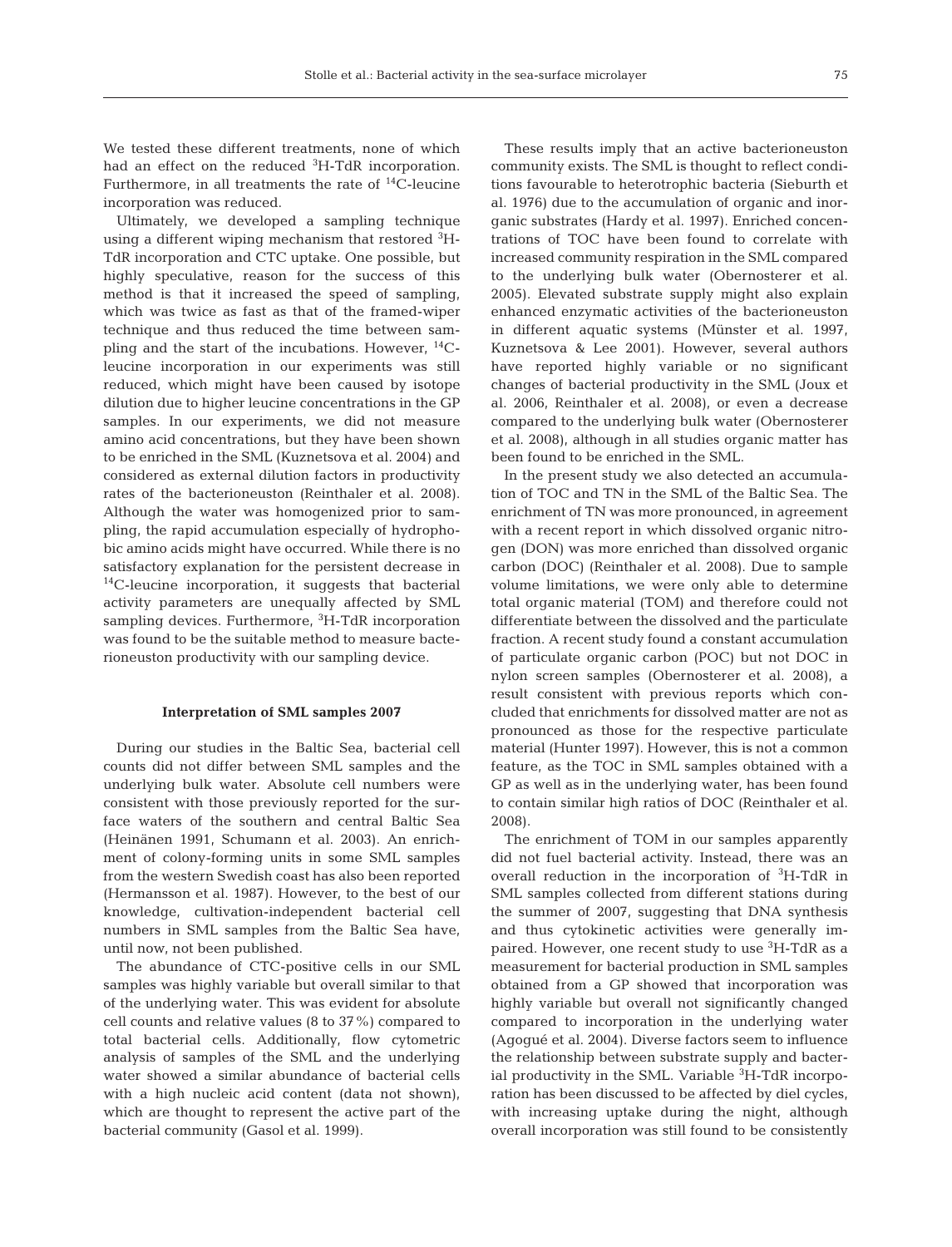We tested these different treatments, none of which had an effect on the reduced $^{3}$H-TdR incorporation. Furthermore, in all treatments the rate of $^{14}$C-leucine incorporation was reduced.

Ultimately, we developed a sampling technique using a different wiping mechanism that restored $^{3}$H-TdR incorporation and CTC uptake. One possible, but highly speculative, reason for the success of this method is that it increased the speed of sampling, which was twice as fast as that of the framed-wiper technique and thus reduced the time between sampling and the start of the incubations. However, $^{14}$C-leucine incorporation in our experiments was still reduced, which might have been caused by isotope dilution due to higher leucine concentrations in the GP samples. In our experiments, we did not measure amino acid concentrations, but they have been shown to be enriched in the SML (Kuznetsova et al. 2004) and considered as external dilution factors in productivity rates of the bacterioneuston (Reinthaler et al. 2008). Although the water was homogenized prior to sampling, the rapid accumulation especially of hydrophobic amino acids might have occurred. While there is no satisfactory explanation for the persistent decrease in $^{14}$C-leucine incorporation, it suggests that bacterial activity parameters are unequally affected by SML sampling devices. Furthermore, $^{3}$H-TdR incorporation was found to be the suitable method to measure bacterioneuston productivity with our sampling device.

### Interpretation of SML samples 2007

During our studies in the Baltic Sea, bacterial cell counts did not differ between SML samples and the underlying bulk water. Absolute cell numbers were consistent with those previously reported for the surface waters of the southern and central Baltic Sea (Heinänen 1991, Schumann et al. 2003). An enrichment of colony-forming units in some SML samples from the western Swedish coast has also been reported (Hermansson et al. 1987). However, to the best of our knowledge, cultivation-independent bacterial cell numbers in SML samples from the Baltic Sea have, until now, not been published.

The abundance of CTC-positive cells in our SML samples was highly variable but overall similar to that of the underlying water. This was evident for absolute cell counts and relative values (8 to 37%) compared to total bacterial cells. Additionally, flow cytometric analysis of samples of the SML and the underlying water showed a similar abundance of bacterial cells with a high nucleic acid content (data not shown), which are thought to represent the active part of the bacterial community (Gasol et al. 1999).

These results imply that an active bacterioneuston community exists. The SML is thought to reflect conditions favourable to heterotrophic bacteria (Sieburth et al. 1976) due to the accumulation of organic and inorganic substrates (Hardy et al. 1997). Enriched concentrations of TOC have been found to correlate with increased community respiration in the SML compared to the underlying bulk water (Obernosterer et al. 2005). Elevated substrate supply might also explain enhanced enzymatic activities of the bacterioneuston in different aquatic systems (Münster et al. 1997, Kuznetsova & Lee 2001). However, several authors have reported highly variable or no significant changes of bacterial productivity in the SML (Joux et al. 2006, Reinthaler et al. 2008), or even a decrease compared to the underlying bulk water (Obernosterer et al. 2008), although in all studies organic matter has been found to be enriched in the SML.

In the present study we also detected an accumulation of TOC and TN in the SML of the Baltic Sea. The enrichment of TN was more pronounced, in agreement with a recent report in which dissolved organic nitrogen (DON) was more enriched than dissolved organic carbon (DOC) (Reinthaler et al. 2008). Due to sample volume limitations, we were only able to determine total organic material (TOM) and therefore could not differentiate between the dissolved and the particulate fraction. A recent study found a constant accumulation of particulate organic carbon (POC) but not DOC in nylon screen samples (Obernosterer et al. 2008), a result consistent with previous reports which concluded that enrichments for dissolved matter are not as pronounced as those for the respective particulate material (Hunter 1997). However, this is not a common feature, as the TOC in SML samples obtained with a GP as well as in the underlying water, has been found to contain similar high ratios of DOC (Reinthaler et al. 2008).

The enrichment of TOM in our samples apparently did not fuel bacterial activity. Instead, there was an overall reduction in the incorporation of $^{3}$H-TdR in SML samples collected from different stations during the summer of 2007, suggesting that DNA synthesis and thus cytokinetic activities were generally impaired. However, one recent study to use $^{3}$H-TdR as a measurement for bacterial production in SML samples obtained from a GP showed that incorporation was highly variable but overall not significantly changed compared to incorporation in the underlying water (Agogué et al. 2004). Diverse factors seem to influence the relationship between substrate supply and bacterial productivity in the SML. Variable $^{3}$H-TdR incorporation has been discussed to be affected by diel cycles, with increasing uptake during the night, although overall incorporation was still found to be consistently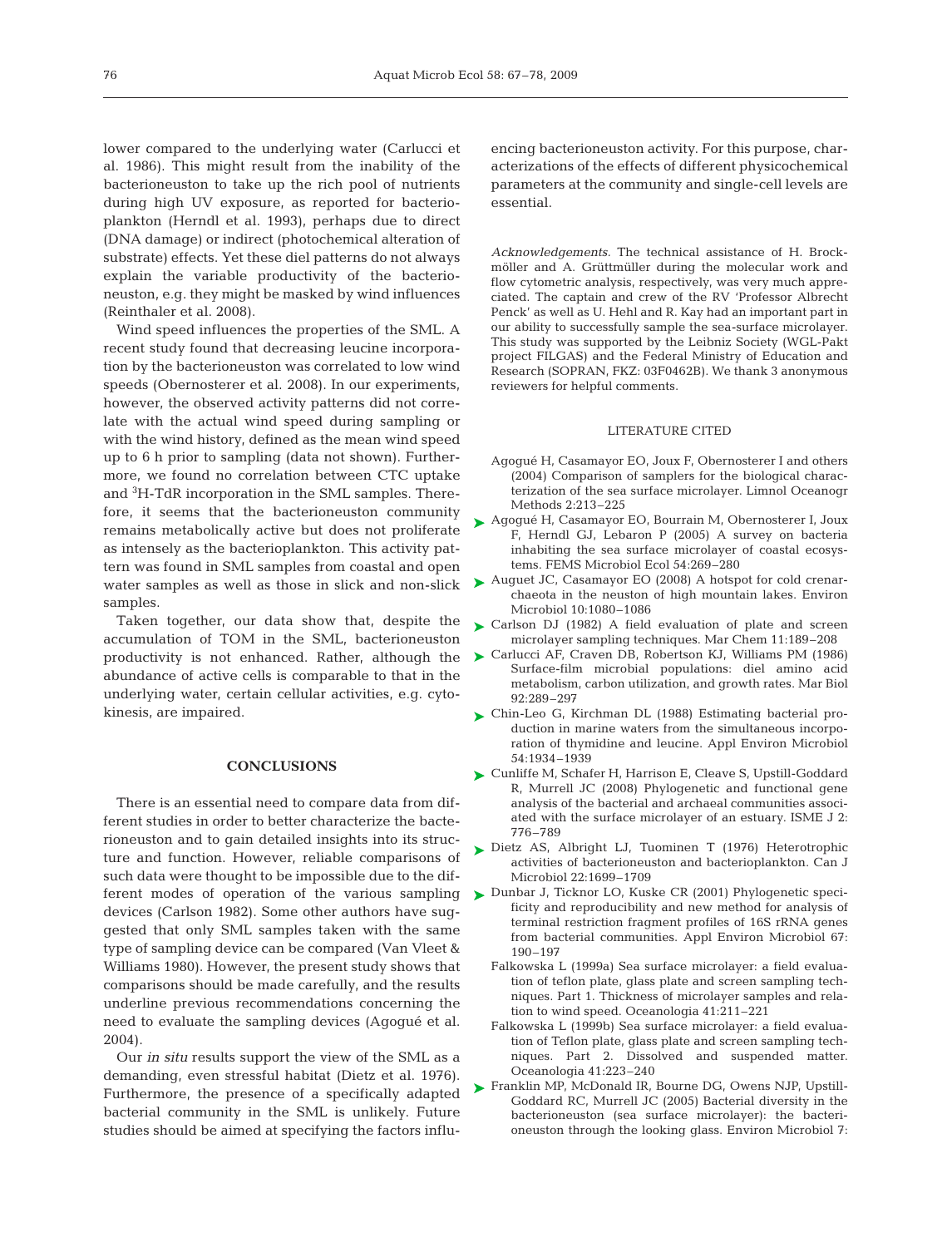lower compared to the underlying water (Carlucci et al. 1986). This might result from the inability of the bacterioneuston to take up the rich pool of nutrients during high UV exposure, as reported for bacterioplankton (Herndl et al. 1993), perhaps due to direct (DNA damage) or indirect (photochemical alteration of substrate) effects. Yet these diel patterns do not always explain the variable productivity of the bacterioneuston, e.g. they might be masked by wind influences (Reinthaler et al. 2008).

Wind speed influences the properties of the SML. A recent study found that decreasing leucine incorporation by the bacterioneuston was correlated to low wind speeds (Obernosterer et al. 2008). In our experiments, however, the observed activity patterns did not correlate with the actual wind speed during sampling or with the wind history, defined as the mean wind speed up to 6 h prior to sampling (data not shown). Furthermore, we found no correlation between CTC uptake and $^3$H-TdR incorporation in the SML samples. Therefore, it seems that the bacterioneuston community remains metabolically active but does not proliferate as intensely as the bacterioplankton. This activity pattern was found in SML samples from coastal and open water samples as well as those in slick and non-slick samples.

Taken together, our data show that, despite the accumulation of TOM in the SML, bacterioneuston productivity is not enhanced. Rather, although the abundance of active cells is comparable to that in the underlying water, certain cellular activities, e.g. cytokinesis, are impaired.

## CONCLUSIONS

There is an essential need to compare data from different studies in order to better characterize the bacterioneuston and to gain detailed insights into its structure and function. However, reliable comparisons of such data were thought to be impossible due to the different modes of operation of the various sampling devices (Carlson 1982). Some other authors have suggested that only SML samples taken with the same type of sampling device can be compared (Van Vleet & Williams 1980). However, the present study shows that comparisons should be made carefully, and the results underline previous recommendations concerning the need to evaluate the sampling devices (Agogué et al. 2004).

Our *in situ* results support the view of the SML as a demanding, even stressful habitat (Dietz et al. 1976). Furthermore, the presence of a specifically adapted bacterial community in the SML is unlikely. Future studies should be aimed at specifying the factors influencing bacterioneuston activity. For this purpose, characterizations of the effects of different physicochemical parameters at the community and single-cell levels are essential.

*Acknowledgements.* The technical assistance of H. Brockmöller and A. Grüttmüller during the molecular work and flow cytometric analysis, respectively, was very much appreciated. The captain and crew of the RV 'Professor Albrecht Penck' as well as U. Hehl and R. Kay had an important part in our ability to successfully sample the sea-surface microlayer. This study was supported by the Leibniz Society (WGL-Pakt project FILGAS) and the Federal Ministry of Education and Research (SOPRAN, FKZ: 03F0462B). We thank 3 anonymous reviewers for helpful comments.

## LITERATURE CITED

- Agogué H, Casamayor EO, Joux F, Obernosterer I and others (2004) Comparison of samplers for the biological characterization of the sea surface microlayer. Limnol Oceanogr Methods 2:213–225
- Agogué H, Casamayor EO, Bourrain M, Obernosterer I, Joux F, Herndl GJ, Lebaron P (2005) A survey on bacteria inhabiting the sea surface microlayer of coastal ecosystems. FEMS Microbiol Ecol 54:269–280
- Auguet JC, Casamayor EO (2008) A hotspot for cold crenarchaeota in the neuston of high mountain lakes. Environ Microbiol 10:1080–1086
- Carlson DJ (1982) A field evaluation of plate and screen microlayer sampling techniques. Mar Chem 11:189–208
- Carlucci AF, Craven DB, Robertson KJ, Williams PM (1986) Surface-film microbial populations: diel amino acid metabolism, carbon utilization, and growth rates. Mar Biol 92:289–297
- Chin-Leo G, Kirchman DL (1988) Estimating bacterial production in marine waters from the simultaneous incorporation of thymidine and leucine. Appl Environ Microbiol 54:1934–1939
- Cunliffe M, Schafer H, Harrison E, Cleave S, Upstill-Goddard R, Murrell JC (2008) Phylogenetic and functional gene analysis of the bacterial and archaeal communities associated with the surface microlayer of an estuary. ISME J 2: 776–789
- Dietz AS, Albright LJ, Tuominen T (1976) Heterotrophic activities of bacterioneuston and bacterioplankton. Can J Microbiol 22:1699–1709
- Dunbar J, Ticknor LO, Kuske CR (2001) Phylogenetic specificity and reproducibility and new method for analysis of terminal restriction fragment profiles of 16S rRNA genes from bacterial communities. Appl Environ Microbiol 67: 190–197
- Falkowska L (1999a) Sea surface microlayer: a field evaluation of teflon plate, glass plate and screen sampling techniques. Part 1. Thickness of microlayer samples and relation to wind speed. Oceanologia 41:211–221
- Falkowska L (1999b) Sea surface microlayer: a field evaluation of Teflon plate, glass plate and screen sampling techniques. Part 2. Dissolved and suspended matter. Oceanologia 41:223–240
- Franklin MP, McDonald IR, Bourne DG, Owens NJP, Upstill-Goddard RC, Murrell JC (2005) Bacterial diversity in the bacterioneuston (sea surface microlayer): the bacterioneuston through the looking glass. Environ Microbiol 7: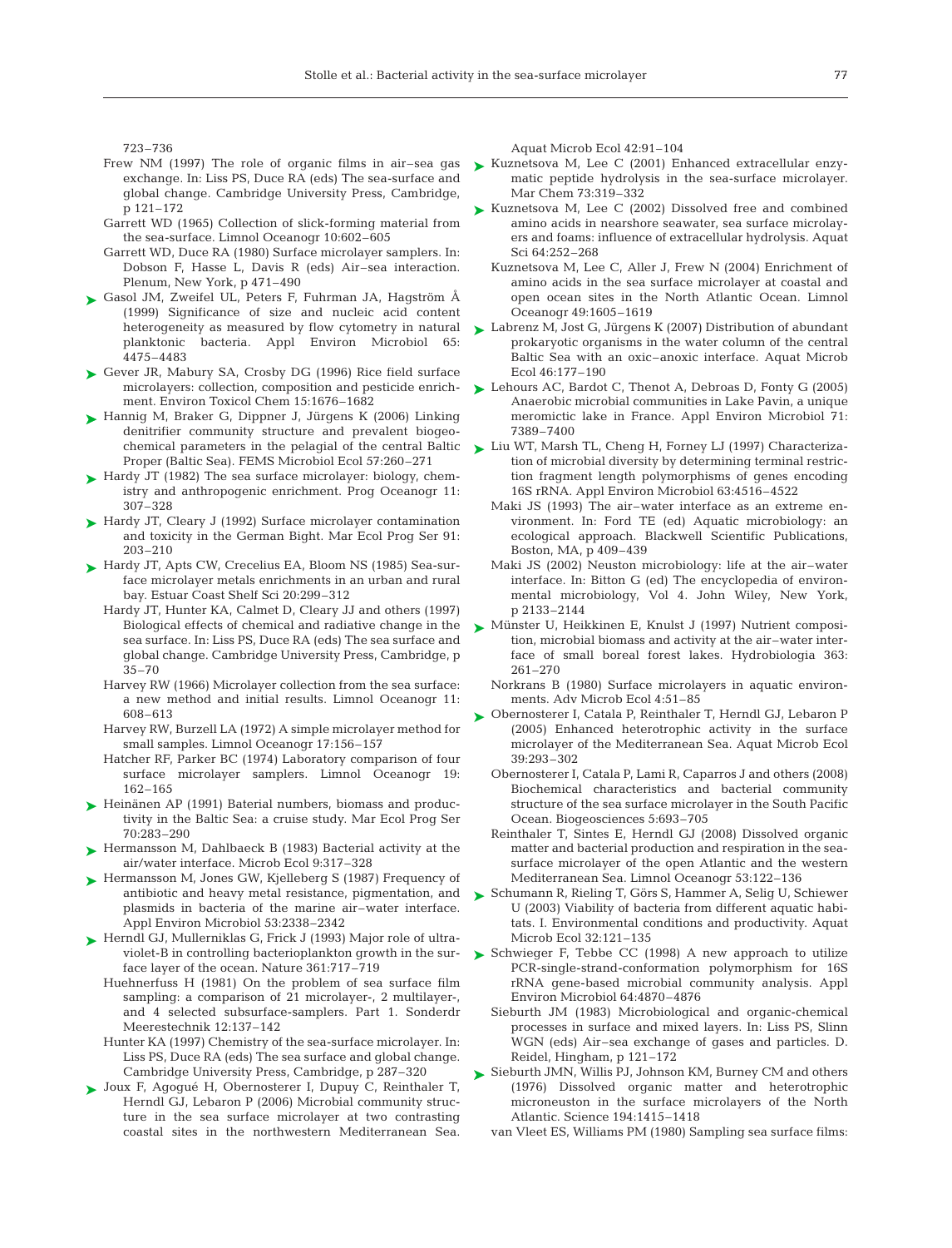723–736

Frew NM (1997) The role of organic films in air–sea gas exchange. In: Liss PS, Duce RA (eds) The sea-surface and global change. Cambridge University Press, Cambridge, p 121–172

Garrett WD (1965) Collection of slick-forming material from the sea-surface. Limnol Oceanogr 10:602–605

Garrett WD, Duce RA (1980) Surface microlayer samplers. In: Dobson F, Hasse L, Davis R (eds) Air–sea interaction. Plenum, New York, p 471–490

Gasol JM, Zweifel UL, Peters F, Fuhrman JA, Hagström Å (1999) Significance of size and nucleic acid content heterogeneity as measured by flow cytometry in natural planktonic bacteria. Appl Environ Microbiol 65: 4475–4483

Gever JR, Mabury SA, Crosby DG (1996) Rice field surface microlayers: collection, composition and pesticide enrichment. Environ Toxicol Chem 15:1676–1682

Hannig M, Braker G, Dippner J, Jürgens K (2006) Linking denitrifier community structure and prevalent biogeochemical parameters in the pelagial of the central Baltic Proper (Baltic Sea). FEMS Microbiol Ecol 57:260–271

Hardy JT (1982) The sea surface microlayer: biology, chemistry and anthropogenic enrichment. Prog Oceanogr 11: 307–328

Hardy JT, Cleary J (1992) Surface microlayer contamination and toxicity in the German Bight. Mar Ecol Prog Ser 91: 203–210

Hardy JT, Apts CW, Crecelius EA, Bloom NS (1985) Sea-surface microlayer metals enrichments in an urban and rural bay. Estuar Coast Shelf Sci 20:299–312

Hardy JT, Hunter KA, Calmet D, Cleary JJ and others (1997) Biological effects of chemical and radiative change in the sea surface. In: Liss PS, Duce RA (eds) The sea surface and global change. Cambridge University Press, Cambridge, p 35–70

Harvey RW (1966) Microlayer collection from the sea surface: a new method and initial results. Limnol Oceanogr 11: 608–613

Harvey RW, Burzell LA (1972) A simple microlayer method for small samples. Limnol Oceanogr 17:156–157

Hatcher RF, Parker BC (1974) Laboratory comparison of four surface microlayer samplers. Limnol Oceanogr 19: 162–165

Heinänen AP (1991) Baterial numbers, biomass and productivity in the Baltic Sea: a cruise study. Mar Ecol Prog Ser 70:283–290

Hermansson M, Dahlbaeck B (1983) Bacterial activity at the air/water interface. Microb Ecol 9:317–328

Hermansson M, Jones GW, Kjelleberg S (1987) Frequency of antibiotic and heavy metal resistance, pigmentation, and plasmids in bacteria of the marine air–water interface. Appl Environ Microbiol 53:2338–2342

Herndl GJ, Mullerniklas G, Frick J (1993) Major role of ultraviolet-B in controlling bacterioplankton growth in the surface layer of the ocean. Nature 361:717–719

Huehnerfuss H (1981) On the problem of sea surface film sampling: a comparison of 21 microlayer-, 2 multilayer-, and 4 selected subsurface-samplers. Part 1. Sonderdr Meerestechnik 12:137–142

Hunter KA (1997) Chemistry of the sea-surface microlayer. In: Liss PS, Duce RA (eds) The sea surface and global change. Cambridge University Press, Cambridge, p 287–320

Joux F, Agogué H, Obernosterer I, Dupuy C, Reinthaler T, Herndl GJ, Lebaron P (2006) Microbial community structure in the sea surface microlayer at two contrasting coastal sites in the northwestern Mediterranean Sea. Aquat Microb Ecol 42:91–104

Kuznetsova M, Lee C (2001) Enhanced extracellular enzymatic peptide hydrolysis in the sea-surface microlayer. Mar Chem 73:319–332

Kuznetsova M, Lee C (2002) Dissolved free and combined amino acids in nearshore seawater, sea surface microlayers and foams: influence of extracellular hydrolysis. Aquat Sci 64:252–268

Kuznetsova M, Lee C, Aller J, Frew N (2004) Enrichment of amino acids in the sea surface microlayer at coastal and open ocean sites in the North Atlantic Ocean. Limnol Oceanogr 49:1605–1619

Labrenz M, Jost G, Jürgens K (2007) Distribution of abundant prokaryotic organisms in the water column of the central Baltic Sea with an oxic–anoxic interface. Aquat Microb Ecol 46:177–190

Lehours AC, Bardot C, Thenot A, Debroas D, Fonty G (2005) Anaerobic microbial communities in Lake Pavin, a unique meromictic lake in France. Appl Environ Microbiol 71: 7389–7400

Liu WT, Marsh TL, Cheng H, Forney LJ (1997) Characterization of microbial diversity by determining terminal restriction fragment length polymorphisms of genes encoding 16S rRNA. Appl Environ Microbiol 63:4516–4522

Maki JS (1993) The air–water interface as an extreme environment. In: Ford TE (ed) Aquatic microbiology: an ecological approach. Blackwell Scientific Publications, Boston, MA, p 409–439

Maki JS (2002) Neuston microbiology: life at the air–water interface. In: Bitton G (ed) The encyclopedia of environmental microbiology, Vol 4. John Wiley, New York, p 2133–2144

Münster U, Heikkinen E, Knulst J (1997) Nutrient composition, microbial biomass and activity at the air–water interface of small boreal forest lakes. Hydrobiologia 363: 261–270

Norkrans B (1980) Surface microlayers in aquatic environments. Adv Microb Ecol 4:51–85

Obernosterer I, Catala P, Reinthaler T, Herndl GJ, Lebaron P (2005) Enhanced heterotrophic activity in the surface microlayer of the Mediterranean Sea. Aquat Microb Ecol 39:293–302

Obernosterer I, Catala P, Lami R, Caparros J and others (2008) Biochemical characteristics and bacterial community structure of the sea surface microlayer in the South Pacific Ocean. Biogeosciences 5:693–705

Reinthaler T, Sintes E, Herndl GJ (2008) Dissolved organic matter and bacterial production and respiration in the sea-surface microlayer of the open Atlantic and the western Mediterranean Sea. Limnol Oceanogr 53:122–136

Schumann R, Rieling T, Görs S, Hammer A, Selig U, Schiewer U (2003) Viability of bacteria from different aquatic habitats. I. Environmental conditions and productivity. Aquat Microb Ecol 32:121–135

Schwieger F, Tebbe CC (1998) A new approach to utilize PCR-single-strand-conformation polymorphism for 16S rRNA gene-based microbial community analysis. Appl Environ Microbiol 64:4870–4876

Sieburth JM (1983) Microbiological and organic-chemical processes in surface and mixed layers. In: Liss PS, Slinn WGN (eds) Air–sea exchange of gases and particles. D. Reidel, Hingham, p 121–172

Sieburth JMN, Willis PJ, Johnson KM, Burney CM and others (1976) Dissolved organic matter and heterotrophic microneuston in the surface microlayers of the North Atlantic. Science 194:1415–1418

van Vleet ES, Williams PM (1980) Sampling sea surface films: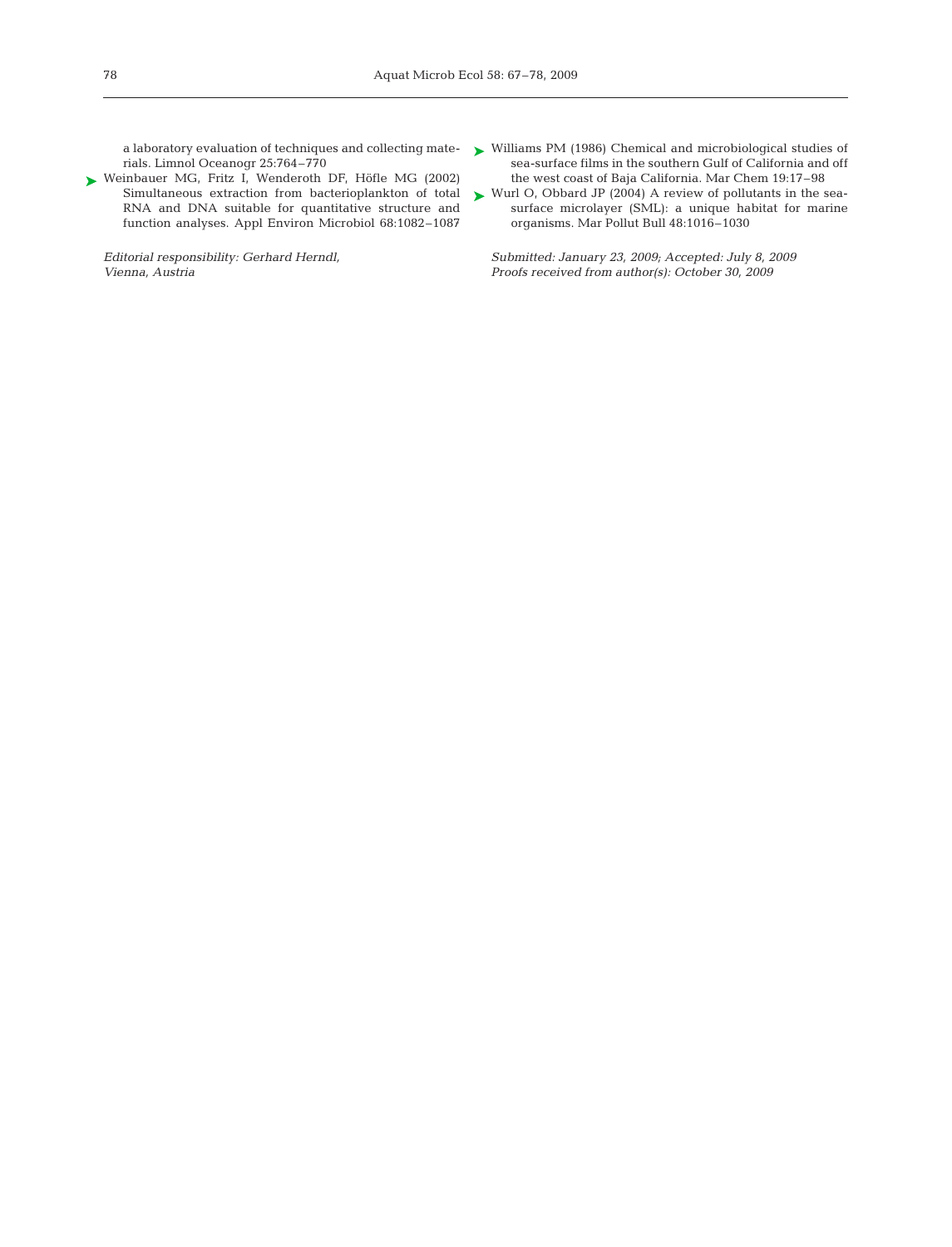a laboratory evaluation of techniques and collecting materials. Limnol Oceanogr 25:764–770

Weinbauer MG, Fritz I, Wenderoth DF, Höfle MG (2002) Simultaneous extraction from bacterioplankton of total RNA and DNA suitable for quantitative structure and function analyses. Appl Environ Microbiol 68:1082–1087

Williams PM (1986) Chemical and microbiological studies of sea-surface films in the southern Gulf of California and off the west coast of Baja California. Mar Chem 19:17–98

Wurl O, Obbard JP (2004) A review of pollutants in the sea-surface microlayer (SML): a unique habitat for marine organisms. Mar Pollut Bull 48:1016–1030

*Editorial responsibility: Gerhard Herndl, Vienna, Austria*

*Submitted: January 23, 2009; Accepted: July 8, 2009*
*Proofs received from author(s): October 30, 2009*